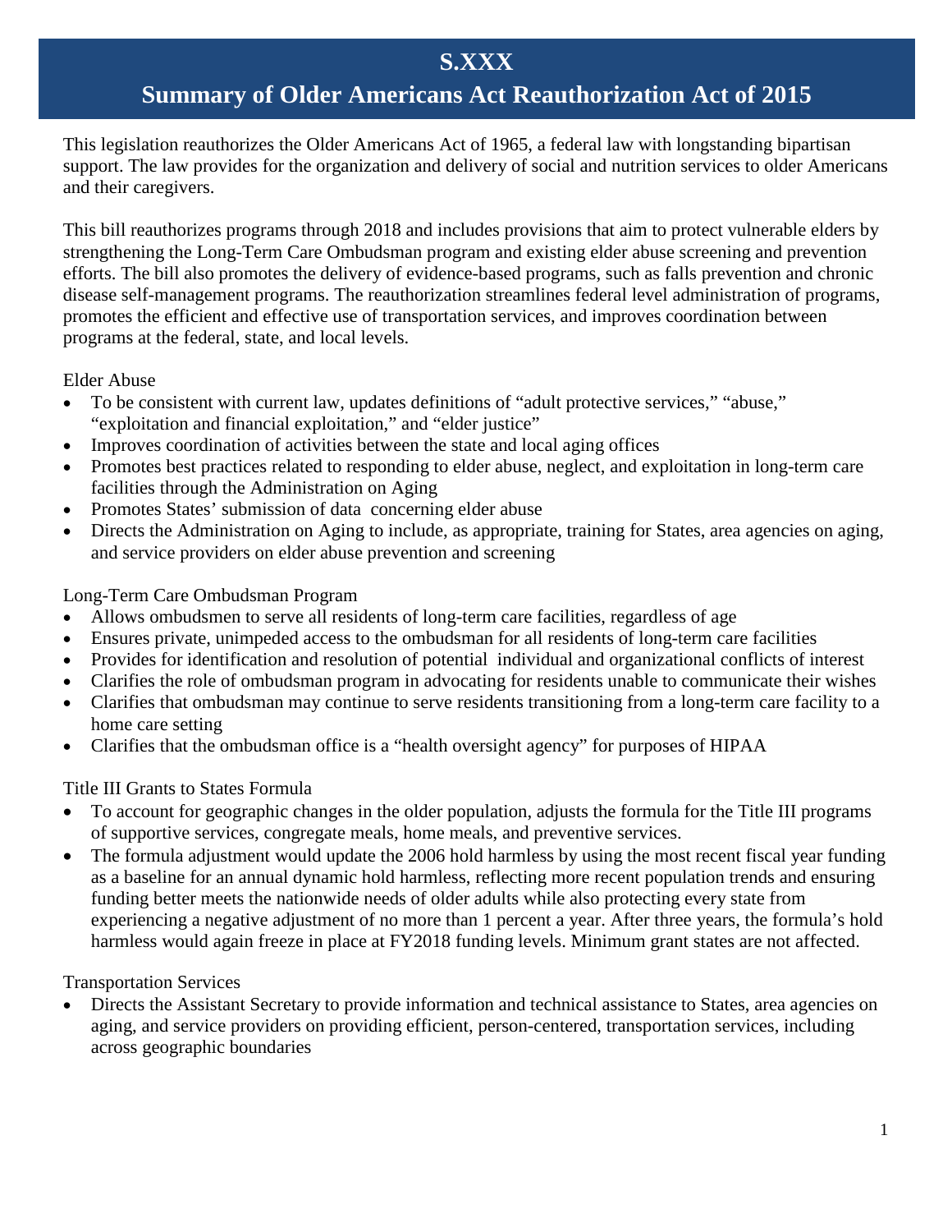# S.XXX

## Summary of Older Americans Act Reauthorization Act of 2015

This legislation reauthorizes the Older Americans Act of 1965, a federal law with longstanding bipartisan support. The law provides for the organization and delivery of social and nutrition services to older Americans and their caregivers.

This bill reauthorizes programs through 2018 and includes provisions that aim to protect vulnerable elders by strengthening the Long-Term Care Ombudsman program and existing elder abuse screening and prevention efforts. The bill also promotes the delivery of evidence-based programs, such as falls prevention and chronic disease self-management programs. The reauthorization streamlines federal level administration of programs, promotes the efficient and effective use of transportation services, and improves coordination between programs at the federal, state, and local levels.

Elder Abuse

- To be consistent with current law, updates definitions of "adult protective services," "abuse," "exploitation and financial exploitation," and "elder justice"
- Improves coordination of activities between the state and local aging offices
- Promotes best practices related to responding to elder abuse, neglect, and exploitation in long-term care facilities through the Administration on Aging
- Promotes States' submission of data concerning elder abuse
- Directs the Administration on Aging to include, as appropriate, training for States, area agencies on aging, and service providers on elder abuse prevention and screening

Long-Term Care Ombudsman Program

- Allows ombudsmen to serve all residents of long-term care facilities, regardless of age
- Ensures private, unimpeded access to the ombudsman for all residents of long-term care facilities
- Provides for identification and resolution of potential individual and organizational conflicts of interest
- Clarifies the role of ombudsman program in advocating for residents unable to communicate their wishes
- Clarifies that ombudsman may continue to serve residents transitioning from a long-term care facility to a home care setting
- Clarifies that the ombudsman office is a "health oversight agency" for purposes of HIPAA

Title III Grants to States Formula

- To account for geographic changes in the older population, adjusts the formula for the Title III programs of supportive services, congregate meals, home meals, and preventive services.
- The formula adjustment would update the 2006 hold harmless by using the most recent fiscal year funding as a baseline for an annual dynamic hold harmless, reflecting more recent population trends and ensuring funding better meets the nationwide needs of older adults while also protecting every state from experiencing a negative adjustment of no more than 1 percent a year. After three years, the formula's hold harmless would again freeze in place at FY2018 funding levels. Minimum grant states are not affected.

Transportation Services

- Directs the Assistant Secretary to provide information and technical assistance to States, area agencies on aging, and service providers on providing efficient, person-centered, transportation services, including across geographic boundaries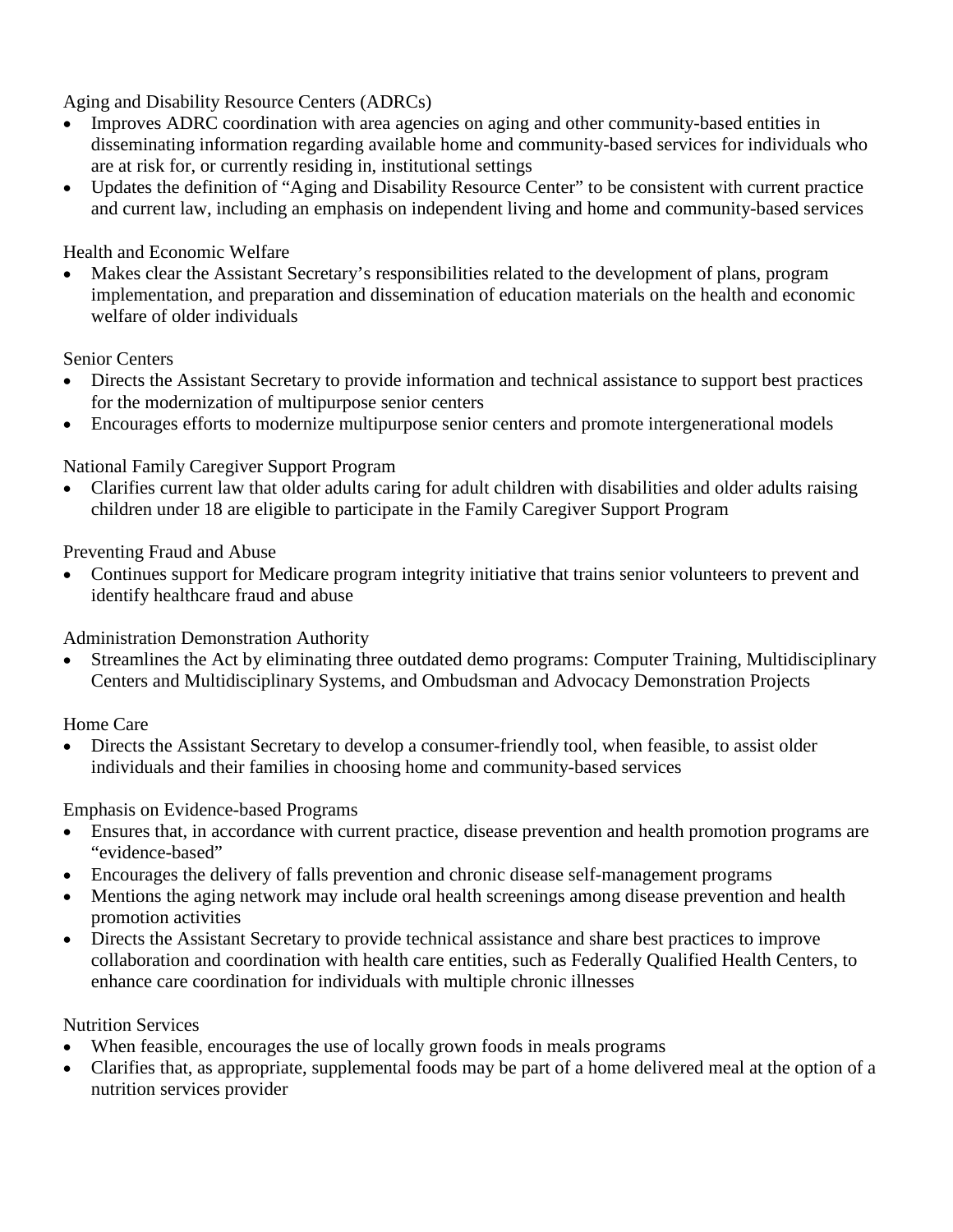Aging and Disability Resource Centers (ADRCs)

- Improves ADRC coordination with area agencies on aging and other community-based entities in disseminating information regarding available home and community-based services for individuals who are at risk for, or currently residing in, institutional settings
- Updates the definition of "Aging and Disability Resource Center" to be consistent with current practice and current law, including an emphasis on independent living and home and community-based services

Health and Economic Welfare

- Makes clear the Assistant Secretary's responsibilities related to the development of plans, program implementation, and preparation and dissemination of education materials on the health and economic welfare of older individuals

Senior Centers

- Directs the Assistant Secretary to provide information and technical assistance to support best practices for the modernization of multipurpose senior centers
- Encourages efforts to modernize multipurpose senior centers and promote intergenerational models

National Family Caregiver Support Program

- Clarifies current law that older adults caring for adult children with disabilities and older adults raising children under 18 are eligible to participate in the Family Caregiver Support Program

Preventing Fraud and Abuse

- Continues support for Medicare program integrity initiative that trains senior volunteers to prevent and identify healthcare fraud and abuse

Administration Demonstration Authority

- Streamlines the Act by eliminating three outdated demo programs: Computer Training, Multidisciplinary Centers and Multidisciplinary Systems, and Ombudsman and Advocacy Demonstration Projects

Home Care

- Directs the Assistant Secretary to develop a consumer-friendly tool, when feasible, to assist older individuals and their families in choosing home and community-based services

Emphasis on Evidence-based Programs

- Ensures that, in accordance with current practice, disease prevention and health promotion programs are "evidence-based"
- Encourages the delivery of falls prevention and chronic disease self-management programs
- Mentions the aging network may include oral health screenings among disease prevention and health promotion activities
- Directs the Assistant Secretary to provide technical assistance and share best practices to improve collaboration and coordination with health care entities, such as Federally Qualified Health Centers, to enhance care coordination for individuals with multiple chronic illnesses

Nutrition Services

- When feasible, encourages the use of locally grown foods in meals programs
- Clarifies that, as appropriate, supplemental foods may be part of a home delivered meal at the option of a nutrition services provider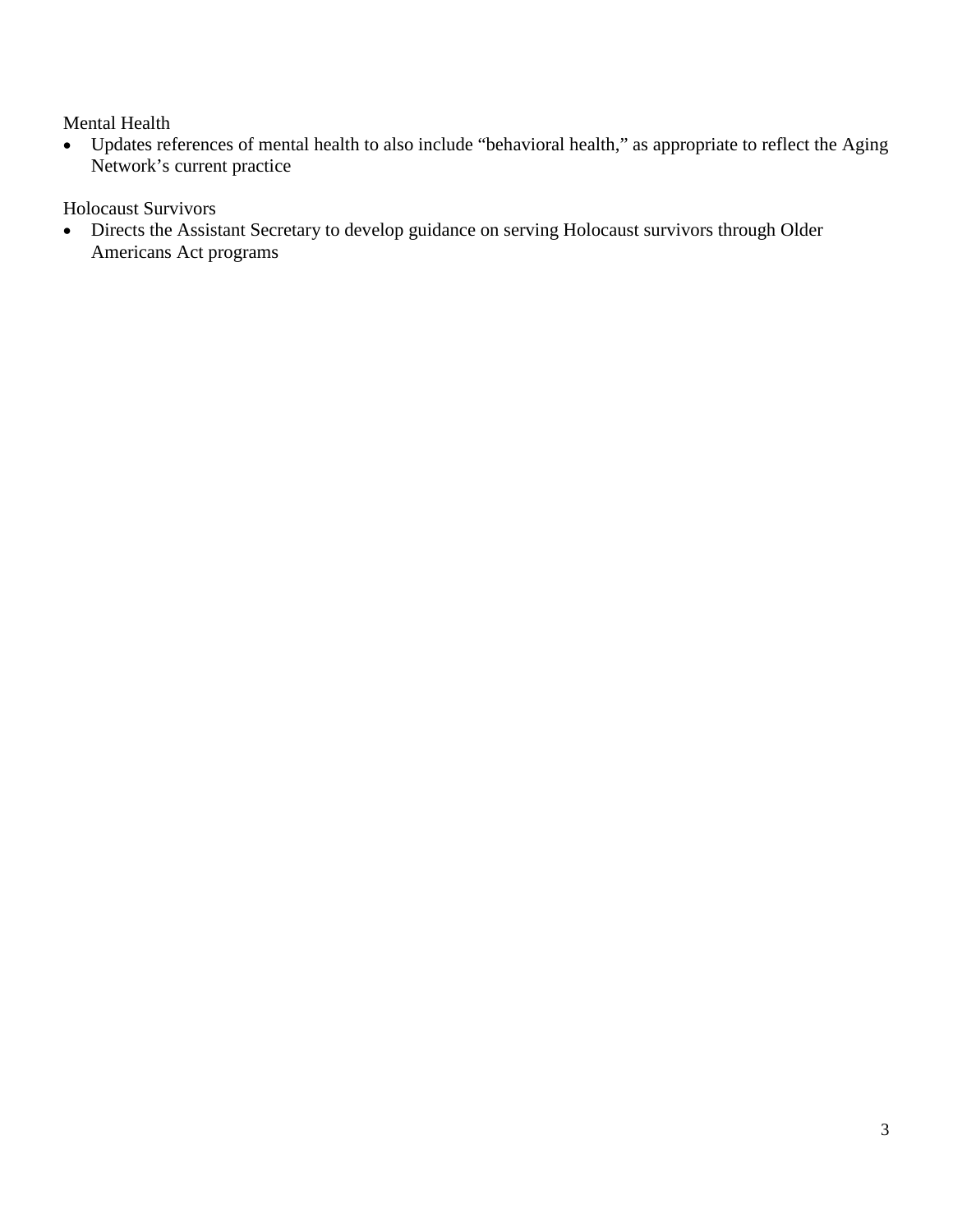Mental Health

- Updates references of mental health to also include "behavioral health," as appropriate to reflect the Aging Network's current practice

Holocaust Survivors

- Directs the Assistant Secretary to develop guidance on serving Holocaust survivors through Older Americans Act programs